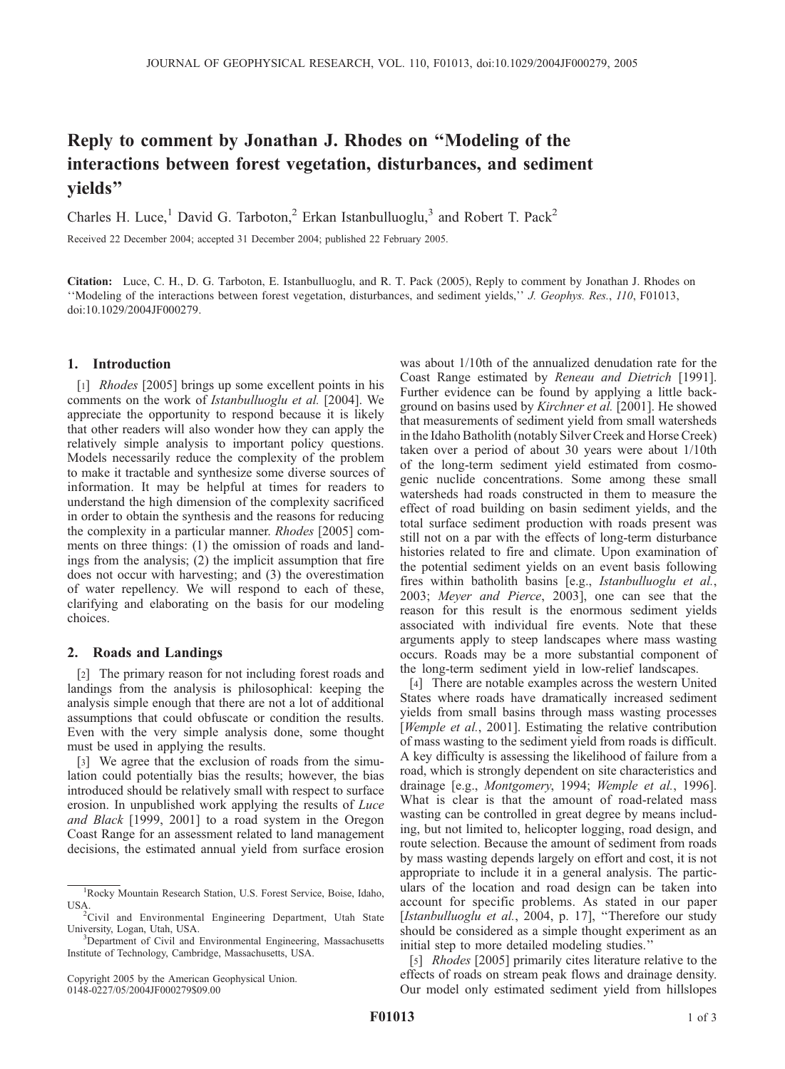# Reply to comment by Jonathan J. Rhodes on "Modeling of the interactions between forest vegetation, disturbances, and sediment yields"

Charles H. Luce,[1] David G. Tarboton,[2] Erkan Istanbulluoglu,[3] and Robert T. Pack[2]

Received 22 December 2004; accepted 31 December 2004; published 22 February 2005.

**Citation:** Luce, C. H., D. G. Tarboton, E. Istanbulluoglu, and R. T. Pack (2005), Reply to comment by Jonathan J. Rhodes on "Modeling of the interactions between forest vegetation, disturbances, and sediment yields," *J. Geophys. Res.*, *110*, F01013, doi:10.1029/2004JF000279.

## 1. Introduction

[1] *Rhodes* [2005] brings up some excellent points in his comments on the work of *Istanbulluoglu et al.* [2004]. We appreciate the opportunity to respond because it is likely that other readers will also wonder how they can apply the relatively simple analysis to important policy questions. Models necessarily reduce the complexity of the problem to make it tractable and synthesize some diverse sources of information. It may be helpful at times for readers to understand the high dimension of the complexity sacrificed in order to obtain the synthesis and the reasons for reducing the complexity in a particular manner. *Rhodes* [2005] comments on three things: (1) the omission of roads and landings from the analysis; (2) the implicit assumption that fire does not occur with harvesting; and (3) the overestimation of water repellency. We will respond to each of these, clarifying and elaborating on the basis for our modeling choices.

## 2. Roads and Landings

[2] The primary reason for not including forest roads and landings from the analysis is philosophical: keeping the analysis simple enough that there are not a lot of additional assumptions that could obfuscate or condition the results. Even with the very simple analysis done, some thought must be used in applying the results.

[3] We agree that the exclusion of roads from the simulation could potentially bias the results; however, the bias introduced should be relatively small with respect to surface erosion. In unpublished work applying the results of *Luce and Black* [1999, 2001] to a road system in the Oregon Coast Range for an assessment related to land management decisions, the estimated annual yield from surface erosion was about 1/10th of the annualized denudation rate for the Coast Range estimated by *Reneau and Dietrich* [1991]. Further evidence can be found by applying a little background on basins used by *Kirchner et al.* [2001]. He showed that measurements of sediment yield from small watersheds in the Idaho Batholith (notably Silver Creek and Horse Creek) taken over a period of about 30 years were about 1/10th of the long-term sediment yield estimated from cosmogenic nuclide concentrations. Some among these small watersheds had roads constructed in them to measure the effect of road building on basin sediment yields, and the total surface sediment production with roads present was still not on a par with the effects of long-term disturbance histories related to fire and climate. Upon examination of the potential sediment yields on an event basis following fires within batholith basins [e.g., *Istanbulluoglu et al.*, 2003; *Meyer and Pierce*, 2003], one can see that the reason for this result is the enormous sediment yields associated with individual fire events. Note that these arguments apply to steep landscapes where mass wasting occurs. Roads may be a more substantial component of the long-term sediment yield in low-relief landscapes.

[4] There are notable examples across the western United States where roads have dramatically increased sediment yields from small basins through mass wasting processes [*Wemple et al.*, 2001]. Estimating the relative contribution of mass wasting to the sediment yield from roads is difficult. A key difficulty is assessing the likelihood of failure from a road, which is strongly dependent on site characteristics and drainage [e.g., *Montgomery*, 1994; *Wemple et al.*, 1996]. What is clear is that the amount of road-related mass wasting can be controlled in great degree by means including, but not limited to, helicopter logging, road design, and route selection. Because the amount of sediment from roads by mass wasting depends largely on effort and cost, it is not appropriate to include it in a general analysis. The particulars of the location and road design can be taken into account for specific problems. As stated in our paper [*Istanbulluoglu et al.*, 2004, p. 17], "Therefore our study should be considered as a simple thought experiment as an initial step to more detailed modeling studies."

[5] *Rhodes* [2005] primarily cites literature relative to the effects of roads on stream peak flows and drainage density. Our model only estimated sediment yield from hillslopes

---

[1]Rocky Mountain Research Station, U.S. Forest Service, Boise, Idaho, USA.

[2]Civil and Environmental Engineering Department, Utah State University, Logan, Utah, USA.

[3]Department of Civil and Environmental Engineering, Massachusetts Institute of Technology, Cambridge, Massachusetts, USA.

Copyright 2005 by the American Geophysical Union.
0148-0227/05/2004JF000279$09.00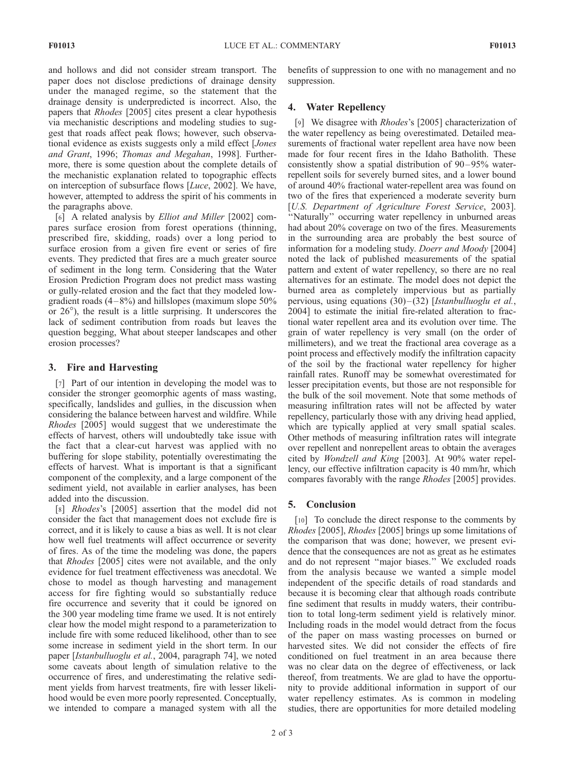and hollows and did not consider stream transport. The paper does not disclose predictions of drainage density under the managed regime, so the statement that the drainage density is underpredicted is incorrect. Also, the papers that *Rhodes* [2005] cites present a clear hypothesis via mechanistic descriptions and modeling studies to suggest that roads affect peak flows; however, such observational evidence as exists suggests only a mild effect [*Jones and Grant*, 1996; *Thomas and Megahan*, 1998]. Furthermore, there is some question about the complete details of the mechanistic explanation related to topographic effects on interception of subsurface flows [*Luce*, 2002]. We have, however, attempted to address the spirit of his comments in the paragraphs above.

[6] A related analysis by *Elliot and Miller* [2002] compares surface erosion from forest operations (thinning, prescribed fire, skidding, roads) over a long period to surface erosion from a given fire event or series of fire events. They predicted that fires are a much greater source of sediment in the long term. Considering that the Water Erosion Prediction Program does not predict mass wasting or gully-related erosion and the fact that they modeled low-gradient roads (4–8%) and hillslopes (maximum slope 50% or 26°), the result is a little surprising. It underscores the lack of sediment contribution from roads but leaves the question begging, What about steeper landscapes and other erosion processes?

## 3. Fire and Harvesting

[7] Part of our intention in developing the model was to consider the stronger geomorphic agents of mass wasting, specifically, landslides and gullies, in the discussion when considering the balance between harvest and wildfire. While *Rhodes* [2005] would suggest that we underestimate the effects of harvest, others will undoubtedly take issue with the fact that a clear-cut harvest was applied with no buffering for slope stability, potentially overestimating the effects of harvest. What is important is that a significant component of the complexity, and a large component of the sediment yield, not available in earlier analyses, has been added into the discussion.

[8] *Rhodes*'s [2005] assertion that the model did not consider the fact that management does not exclude fire is correct, and it is likely to cause a bias as well. It is not clear how well fuel treatments will affect occurrence or severity of fires. As of the time the modeling was done, the papers that *Rhodes* [2005] cites were not available, and the only evidence for fuel treatment effectiveness was anecdotal. We chose to model as though harvesting and management access for fire fighting would so substantially reduce fire occurrence and severity that it could be ignored on the 300 year modeling time frame we used. It is not entirely clear how the model might respond to a parameterization to include fire with some reduced likelihood, other than to see some increase in sediment yield in the short term. In our paper [*Istanbulluoglu et al.*, 2004, paragraph 74], we noted some caveats about length of simulation relative to the occurrence of fires, and underestimating the relative sediment yields from harvest treatments, fire with lesser likelihood would be even more poorly represented. Conceptually, we intended to compare a managed system with all the benefits of suppression to one with no management and no suppression.

## 4. Water Repellency

[9] We disagree with *Rhodes*'s [2005] characterization of the water repellency as being overestimated. Detailed measurements of fractional water repellent area have now been made for four recent fires in the Idaho Batholith. These consistently show a spatial distribution of 90–95% water-repellent soils for severely burned sites, and a lower bound of around 40% fractional water-repellent area was found on two of the fires that experienced a moderate severity burn [*U.S. Department of Agriculture Forest Service*, 2003]. "Naturally" occurring water repellency in unburned areas had about 20% coverage on two of the fires. Measurements in the surrounding area are probably the best source of information for a modeling study. *Doerr and Moody* [2004] noted the lack of published measurements of the spatial pattern and extent of water repellency, so there are no real alternatives for an estimate. The model does not depict the burned area as completely impervious but as partially pervious, using equations (30)–(32) [*Istanbulluoglu et al.*, 2004] to estimate the initial fire-related alteration to fractional water repellent area and its evolution over time. The grain of water repellency is very small (on the order of millimeters), and we treat the fractional area coverage as a point process and effectively modify the infiltration capacity of the soil by the fractional water repellency for higher rainfall rates. Runoff may be somewhat overestimated for lesser precipitation events, but those are not responsible for the bulk of the soil movement. Note that some methods of measuring infiltration rates will not be affected by water repellency, particularly those with any driving head applied, which are typically applied at very small spatial scales. Other methods of measuring infiltration rates will integrate over repellent and nonrepellent areas to obtain the averages cited by *Wondzell and King* [2003]. At 90% water repellency, our effective infiltration capacity is 40 mm/hr, which compares favorably with the range *Rhodes* [2005] provides.

## 5. Conclusion

[10] To conclude the direct response to the comments by *Rhodes* [2005], *Rhodes* [2005] brings up some limitations of the comparison that was done; however, we present evidence that the consequences are not as great as he estimates and do not represent "major biases." We excluded roads from the analysis because we wanted a simple model independent of the specific details of road standards and because it is becoming clear that although roads contribute fine sediment that results in muddy waters, their contribution to total long-term sediment yield is relatively minor. Including roads in the model would detract from the focus of the paper on mass wasting processes on burned or harvested sites. We did not consider the effects of fire conditioned on fuel treatment in an area because there was no clear data on the degree of effectiveness, or lack thereof, from treatments. We are glad to have the opportunity to provide additional information in support of our water repellency estimates. As is common in modeling studies, there are opportunities for more detailed modeling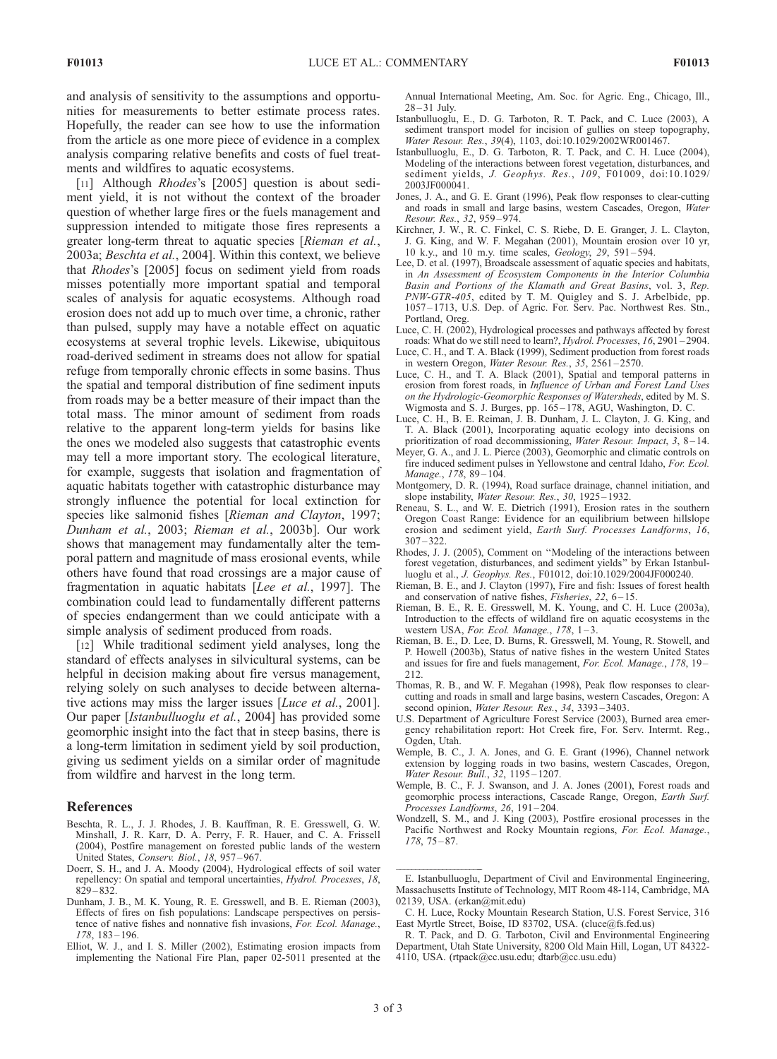and analysis of sensitivity to the assumptions and opportunities for measurements to better estimate process rates. Hopefully, the reader can see how to use the information from the article as one more piece of evidence in a complex analysis comparing relative benefits and costs of fuel treatments and wildfires to aquatic ecosystems.

[11] Although *Rhodes*'s [2005] question is about sediment yield, it is not without the context of the broader question of whether large fires or the fuels management and suppression intended to mitigate those fires represents a greater long-term threat to aquatic species [*Rieman et al.*, 2003a; *Beschta et al.*, 2004]. Within this context, we believe that *Rhodes*'s [2005] focus on sediment yield from roads misses potentially more important spatial and temporal scales of analysis for aquatic ecosystems. Although road erosion does not add up to much over time, a chronic, rather than pulsed, supply may have a notable effect on aquatic ecosystems at several trophic levels. Likewise, ubiquitous road-derived sediment in streams does not allow for spatial refuge from temporally chronic effects in some basins. Thus the spatial and temporal distribution of fine sediment inputs from roads may be a better measure of their impact than the total mass. The minor amount of sediment from roads relative to the apparent long-term yields for basins like the ones we modeled also suggests that catastrophic events may tell a more important story. The ecological literature, for example, suggests that isolation and fragmentation of aquatic habitats together with catastrophic disturbance may strongly influence the potential for local extinction for species like salmonid fishes [*Rieman and Clayton*, 1997; *Dunham et al.*, 2003; *Rieman et al.*, 2003b]. Our work shows that management may fundamentally alter the temporal pattern and magnitude of mass erosional events, while others have found that road crossings are a major cause of fragmentation in aquatic habitats [*Lee et al.*, 1997]. The combination could lead to fundamentally different patterns of species endangerment than we could anticipate with a simple analysis of sediment produced from roads.

[12] While traditional sediment yield analyses, long the standard of effects analyses in silvicultural systems, can be helpful in decision making about fire versus management, relying solely on such analyses to decide between alternative actions may miss the larger issues [*Luce et al.*, 2001]. Our paper [*Istanbulluoglu et al.*, 2004] has provided some geomorphic insight into the fact that in steep basins, there is a long-term limitation in sediment yield by soil production, giving us sediment yields on a similar order of magnitude from wildfire and harvest in the long term.

## References

Beschta, R. L., J. J. Rhodes, J. B. Kauffman, R. E. Gresswell, G. W. Minshall, J. R. Karr, D. A. Perry, F. R. Hauer, and C. A. Frissell (2004), Postfire management on forested public lands of the western United States, *Conserv. Biol.*, *18*, 957–967.

Doerr, S. H., and J. A. Moody (2004), Hydrological effects of soil water repellency: On spatial and temporal uncertainties, *Hydrol. Processes*, *18*, 829–832.

Dunham, J. B., M. K. Young, R. E. Gresswell, and B. E. Rieman (2003), Effects of fires on fish populations: Landscape perspectives on persistence of native fishes and nonnative fish invasions, *For. Ecol. Manage.*, *178*, 183–196.

Elliot, W. J., and I. S. Miller (2002), Estimating erosion impacts from implementing the National Fire Plan, paper 02-5011 presented at the Annual International Meeting, Am. Soc. for Agric. Eng., Chicago, Ill., 28–31 July.

Istanbulluoglu, E., D. G. Tarboton, R. T. Pack, and C. Luce (2003), A sediment transport model for incision of gullies on steep topography, *Water Resour. Res.*, *39*(4), 1103, doi:10.1029/2002WR001467.

Istanbulluoglu, E., D. G. Tarboton, R. T. Pack, and C. H. Luce (2004), Modeling of the interactions between forest vegetation, disturbances, and sediment yields, *J. Geophys. Res.*, *109*, F01009, doi:10.1029/2003JF000041.

Jones, J. A., and G. E. Grant (1996), Peak flow responses to clear-cutting and roads in small and large basins, western Cascades, Oregon, *Water Resour. Res.*, *32*, 959–974.

Kirchner, J. W., R. C. Finkel, C. S. Riebe, D. E. Granger, J. L. Clayton, J. G. King, and W. F. Megahan (2001), Mountain erosion over 10 yr, 10 k.y., and 10 m.y. time scales, *Geology*, *29*, 591–594.

Lee, D. et al. (1997), Broadscale assessment of aquatic species and habitats, in *An Assessment of Ecosystem Components in the Interior Columbia Basin and Portions of the Klamath and Great Basins*, vol. 3, *Rep. PNW-GTR-405*, edited by T. M. Quigley and S. J. Arbelbide, pp. 1057–1713, U.S. Dep. of Agric. For. Serv. Pac. Northwest Res. Stn., Portland, Oreg.

Luce, C. H. (2002), Hydrological processes and pathways affected by forest roads: What do we still need to learn?, *Hydrol. Processes*, *16*, 2901–2904.

Luce, C. H., and T. A. Black (1999), Sediment production from forest roads in western Oregon, *Water Resour. Res.*, *35*, 2561–2570.

Luce, C. H., and T. A. Black (2001), Spatial and temporal patterns in erosion from forest roads, in *Influence of Urban and Forest Land Uses on the Hydrologic-Geomorphic Responses of Watersheds*, edited by M. S. Wigmosta and S. J. Burges, pp. 165–178, AGU, Washington, D. C.

Luce, C. H., B. E. Reiman, J. B. Dunham, J. L. Clayton, J. G. King, and T. A. Black (2001), Incorporating aquatic ecology into decisions on prioritization of road decommissioning, *Water Resour. Impact*, *3*, 8–14.

Meyer, G. A., and J. L. Pierce (2003), Geomorphic and climatic controls on fire induced sediment pulses in Yellowstone and central Idaho, *For. Ecol. Manage.*, *178*, 89–104.

Montgomery, D. R. (1994), Road surface drainage, channel initiation, and slope instability, *Water Resour. Res.*, *30*, 1925–1932.

Reneau, S. L., and W. E. Dietrich (1991), Erosion rates in the southern Oregon Coast Range: Evidence for an equilibrium between hillslope erosion and sediment yield, *Earth Surf. Processes Landforms*, *16*, 307–322.

Rhodes, J. J. (2005), Comment on "Modeling of the interactions between forest vegetation, disturbances, and sediment yields" by Erkan Istanbulluoglu et al., *J. Geophys. Res.*, F01012, doi:10.1029/2004JF000240.

Rieman, B. E., and J. Clayton (1997), Fire and fish: Issues of forest health and conservation of native fishes, *Fisheries*, *22*, 6–15.

Rieman, B. E., R. E. Gresswell, M. K. Young, and C. H. Luce (2003a), Introduction to the effects of wildland fire on aquatic ecosystems in the western USA, *For. Ecol. Manage.*, *178*, 1–3.

Rieman, B. E., D. Lee, D. Burns, R. Gresswell, M. Young, R. Stowell, and P. Howell (2003b), Status of native fishes in the western United States and issues for fire and fuels management, *For. Ecol. Manage.*, *178*, 19–212.

Thomas, R. B., and W. F. Megahan (1998), Peak flow responses to clear-cutting and roads in small and large basins, western Cascades, Oregon: A second opinion, *Water Resour. Res.*, *34*, 3393–3403.

U.S. Department of Agriculture Forest Service (2003), Burned area emergency rehabilitation report: Hot Creek fire, For. Serv. Intermt. Reg., Ogden, Utah.

Wemple, B. C., J. A. Jones, and G. E. Grant (1996), Channel network extension by logging roads in two basins, western Cascades, Oregon, *Water Resour. Bull.*, *32*, 1195–1207.

Wemple, B. C., F. J. Swanson, and J. A. Jones (2001), Forest roads and geomorphic process interactions, Cascade Range, Oregon, *Earth Surf. Processes Landforms*, *26*, 191–204.

Wondzell, S. M., and J. King (2003), Postfire erosional processes in the Pacific Northwest and Rocky Mountain regions, *For. Ecol. Manage.*, *178*, 75–87.

---

E. Istanbulluoglu, Department of Civil and Environmental Engineering, Massachusetts Institute of Technology, MIT Room 48-114, Cambridge, MA 02139, USA. (erkan@mit.edu)

C. H. Luce, Rocky Mountain Research Station, U.S. Forest Service, 316 East Myrtle Street, Boise, ID 83702, USA. (cluce@fs.fed.us)

R. T. Pack, and D. G. Tarboton, Civil and Environmental Engineering Department, Utah State University, 8200 Old Main Hill, Logan, UT 84322-4110, USA. (rtpack@cc.usu.edu; dtarb@cc.usu.edu)